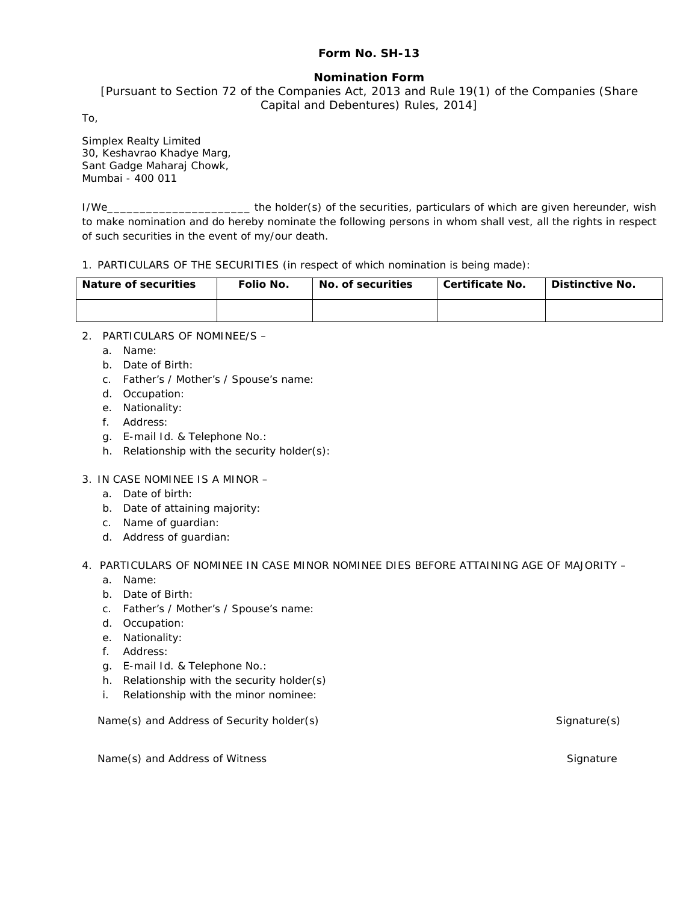# Form No. SH-13

## Nomination Form

[Pursuant to Section 72 of the Companies Act, 2013 and Rule 19(1) of the Companies (Share Capital and Debentures) Rules, 2014]

To,

Simplex Realty Limited
30, Keshavrao Khadye Marg,
Sant Gadge Maharaj Chowk,
Mumbai - 400 011

I/We______________________ the holder(s) of the securities, particulars of which are given hereunder, wish to make nomination and do hereby nominate the following persons in whom shall vest, all the rights in respect of such securities in the event of my/our death.

1. PARTICULARS OF THE SECURITIES (in respect of which nomination is being made):

| Nature of securities | Folio No. | No. of securities | Certificate No. | Distinctive No. |
|---|---|---|---|---|
| | | | | |

2. PARTICULARS OF NOMINEE/S –
   a. Name:
   b. Date of Birth:
   c. Father's / Mother's / Spouse's name:
   d. Occupation:
   e. Nationality:
   f. Address:
   g. E-mail Id. & Telephone No.:
   h. Relationship with the security holder(s):

3. IN CASE NOMINEE IS A MINOR –
   a. Date of birth:
   b. Date of attaining majority:
   c. Name of guardian:
   d. Address of guardian:

4. PARTICULARS OF NOMINEE IN CASE MINOR NOMINEE DIES BEFORE ATTAINING AGE OF MAJORITY –
   a. Name:
   b. Date of Birth:
   c. Father's / Mother's / Spouse's name:
   d. Occupation:
   e. Nationality:
   f. Address:
   g. E-mail Id. & Telephone No.:
   h. Relationship with the security holder(s)
   i. Relationship with the minor nominee:

Name(s) and Address of Security holder(s) Signature(s)

Name(s) and Address of Witness Signature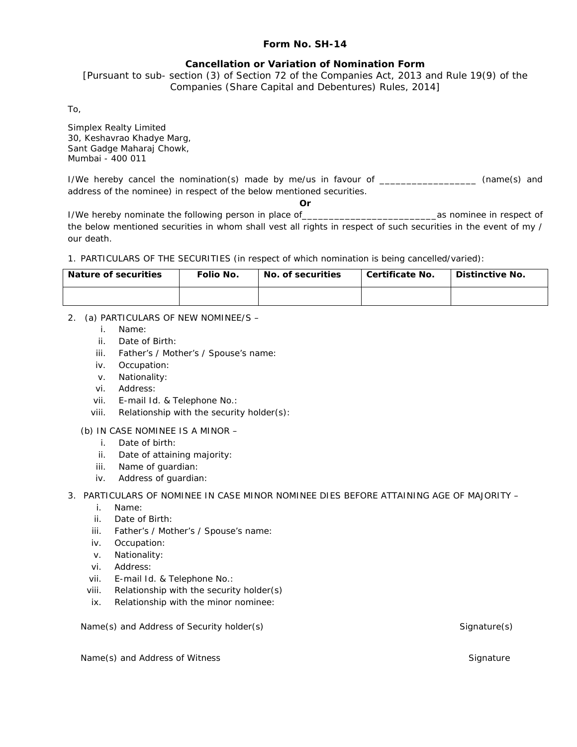**Form No. SH-14**

**Cancellation or Variation of Nomination Form**

[Pursuant to sub- section (3) of Section 72 of the Companies Act, 2013 and Rule 19(9) of the Companies (Share Capital and Debentures) Rules, 2014]

To,

Simplex Realty Limited
30, Keshavrao Khadye Marg,
Sant Gadge Maharaj Chowk,
Mumbai - 400 011

I/We hereby cancel the nomination(s) made by me/us in favour of __________________ (name(s) and address of the nominee) in respect of the below mentioned securities.

**Or**

I/We hereby nominate the following person in place of_________________________as nominee in respect of the below mentioned securities in whom shall vest all rights in respect of such securities in the event of my / our death.

1. PARTICULARS OF THE SECURITIES (in respect of which nomination is being cancelled/varied):

| Nature of securities | Folio No. | No. of securities | Certificate No. | Distinctive No. |
|---|---|---|---|---|
| | | | | |

2. (a) PARTICULARS OF NEW NOMINEE/S –
   i. Name:
   ii. Date of Birth:
   iii. Father's / Mother's / Spouse's name:
   iv. Occupation:
   v. Nationality:
   vi. Address:
   vii. E-mail Id. & Telephone No.:
   viii. Relationship with the security holder(s):

   (b) IN CASE NOMINEE IS A MINOR –
   i. Date of birth:
   ii. Date of attaining majority:
   iii. Name of guardian:
   iv. Address of guardian:

3. PARTICULARS OF NOMINEE IN CASE MINOR NOMINEE DIES BEFORE ATTAINING AGE OF MAJORITY –
   i. Name:
   ii. Date of Birth:
   iii. Father's / Mother's / Spouse's name:
   iv. Occupation:
   v. Nationality:
   vi. Address:
   vii. E-mail Id. & Telephone No.:
   viii. Relationship with the security holder(s)
   ix. Relationship with the minor nominee:

Name(s) and Address of Security holder(s) Signature(s)

Name(s) and Address of Witness Signature